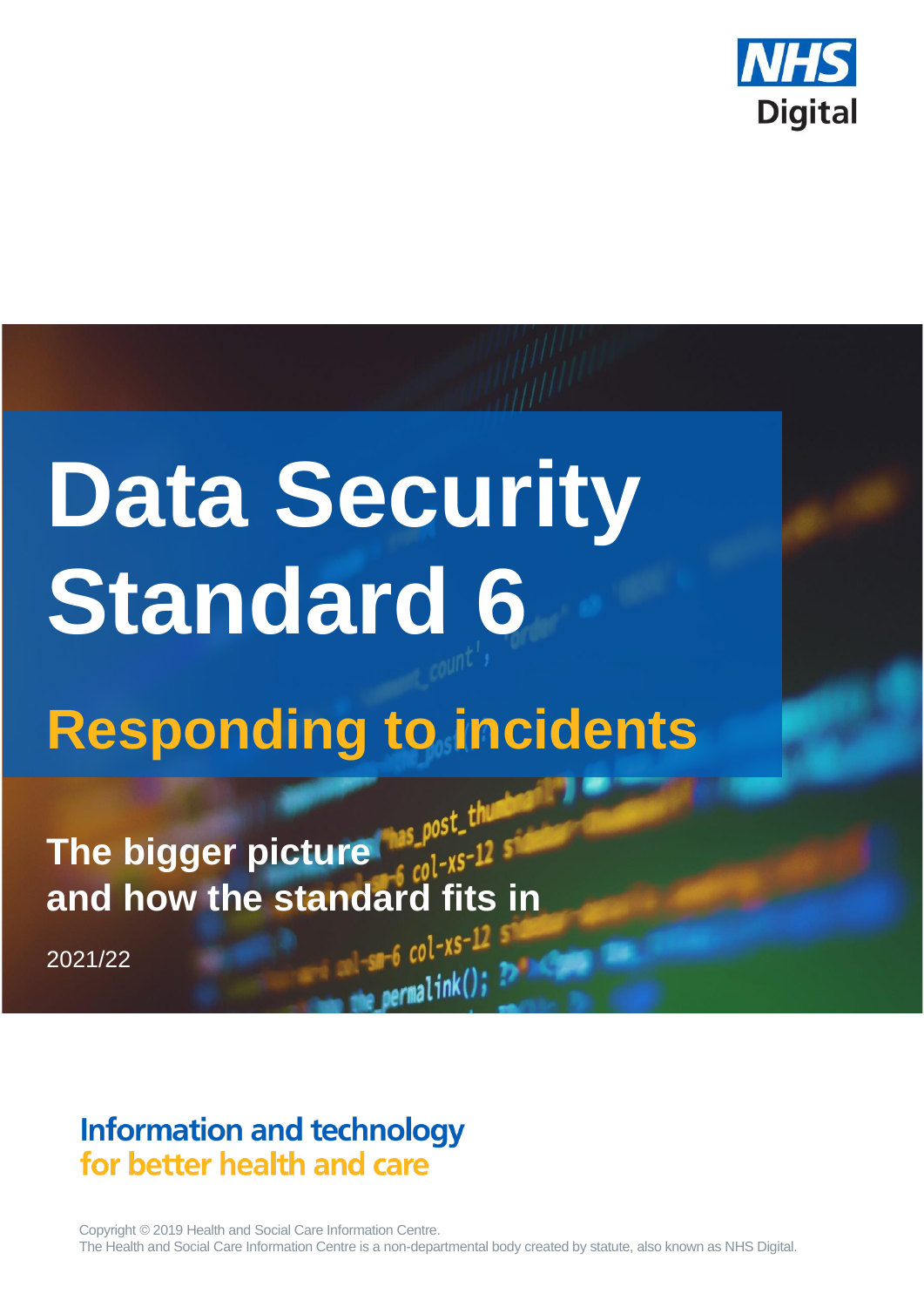NHS Digital

# Data Security Standard 6

## Responding to incidents

### The bigger picture and how the standard fits in

2021/22

Information and technology
for better health and care

Copyright © 2019 Health and Social Care Information Centre.
The Health and Social Care Information Centre is a non-departmental body created by statute, also known as NHS Digital.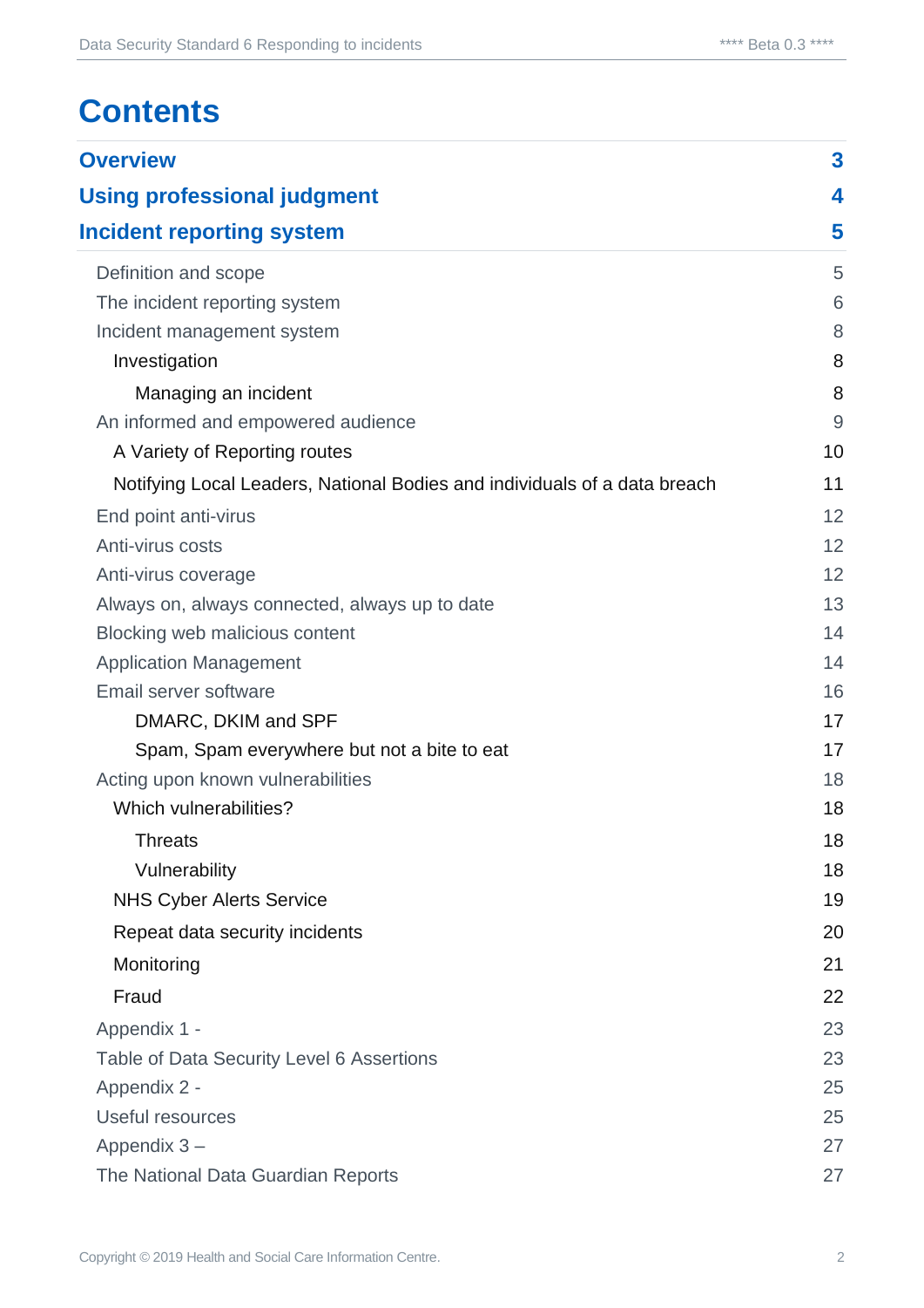# Contents

| | |
|---|---|
| **Overview** | **3** |
| **Using professional judgment** | **4** |
| **Incident reporting system** | **5** |
| Definition and scope | 5 |
| The incident reporting system | 6 |
| Incident management system | 8 |
| Investigation | 8 |
| Managing an incident | 8 |
| An informed and empowered audience | 9 |
| A Variety of Reporting routes | 10 |
| Notifying Local Leaders, National Bodies and individuals of a data breach | 11 |
| End point anti-virus | 12 |
| Anti-virus costs | 12 |
| Anti-virus coverage | 12 |
| Always on, always connected, always up to date | 13 |
| Blocking web malicious content | 14 |
| Application Management | 14 |
| Email server software | 16 |
| DMARC, DKIM and SPF | 17 |
| Spam, Spam everywhere but not a bite to eat | 17 |
| Acting upon known vulnerabilities | 18 |
| Which vulnerabilities? | 18 |
| Threats | 18 |
| Vulnerability | 18 |
| NHS Cyber Alerts Service | 19 |
| Repeat data security incidents | 20 |
| Monitoring | 21 |
| Fraud | 22 |
| Appendix 1 - | 23 |
| Table of Data Security Level 6 Assertions | 23 |
| Appendix 2 - | 25 |
| Useful resources | 25 |
| Appendix 3 – | 27 |
| The National Data Guardian Reports | 27 |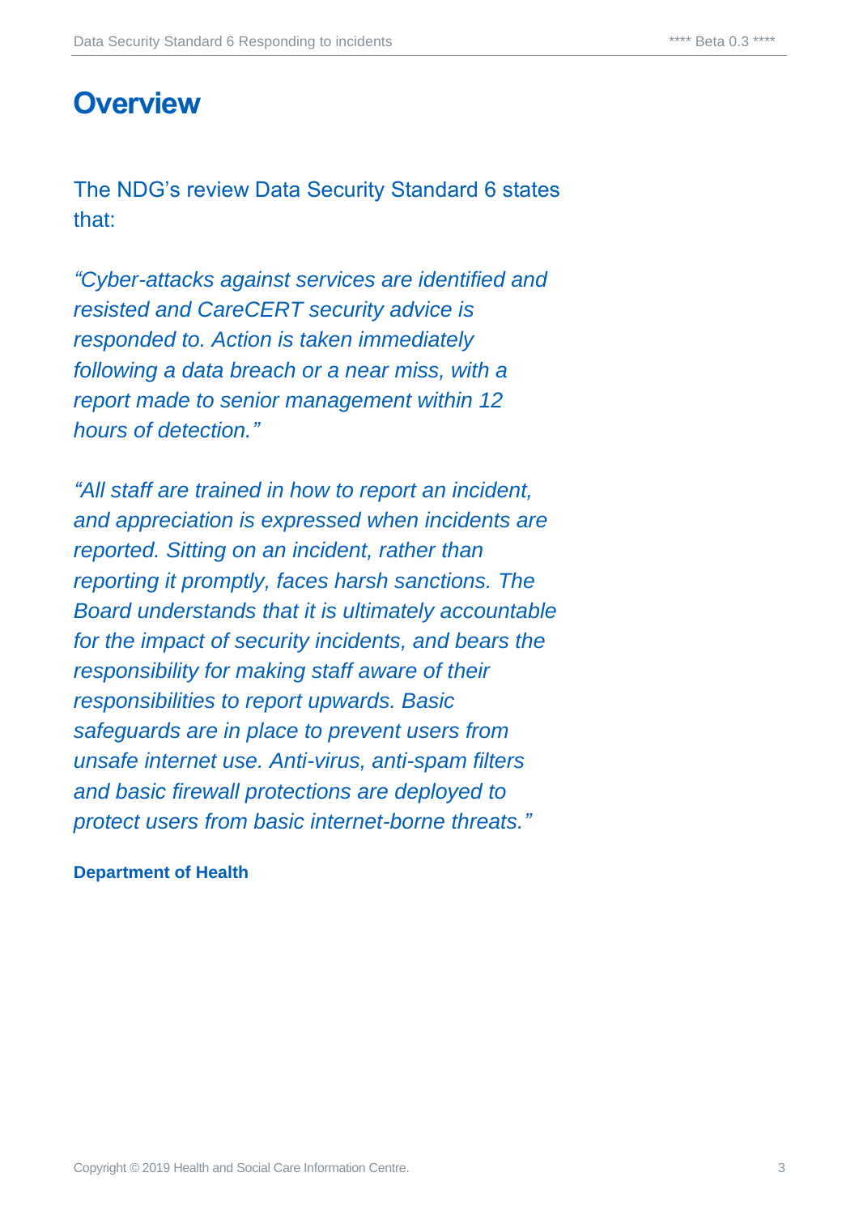# Overview

The NDG's review Data Security Standard 6 states that:

*"Cyber-attacks against services are identified and resisted and CareCERT security advice is responded to. Action is taken immediately following a data breach or a near miss, with a report made to senior management within 12 hours of detection."*

*"All staff are trained in how to report an incident, and appreciation is expressed when incidents are reported. Sitting on an incident, rather than reporting it promptly, faces harsh sanctions. The Board understands that it is ultimately accountable for the impact of security incidents, and bears the responsibility for making staff aware of their responsibilities to report upwards. Basic safeguards are in place to prevent users from unsafe internet use. Anti-virus, anti-spam filters and basic firewall protections are deployed to protect users from basic internet-borne threats."*

**Department of Health**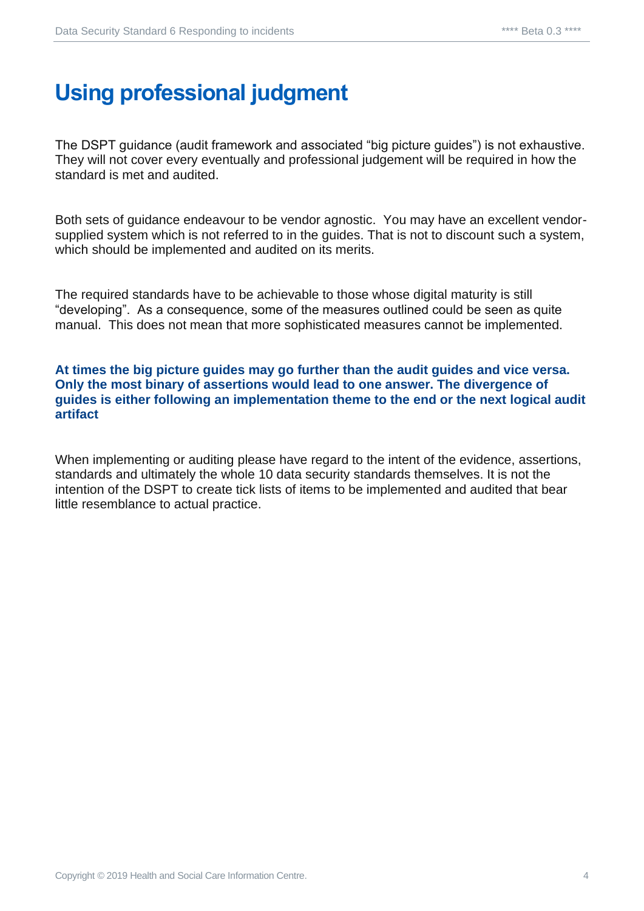# Using professional judgment

The DSPT guidance (audit framework and associated “big picture guides”) is not exhaustive. They will not cover every eventually and professional judgement will be required in how the standard is met and audited.

Both sets of guidance endeavour to be vendor agnostic. You may have an excellent vendor-supplied system which is not referred to in the guides. That is not to discount such a system, which should be implemented and audited on its merits.

The required standards have to be achievable to those whose digital maturity is still “developing”. As a consequence, some of the measures outlined could be seen as quite manual. This does not mean that more sophisticated measures cannot be implemented.

**At times the big picture guides may go further than the audit guides and vice versa. Only the most binary of assertions would lead to one answer. The divergence of guides is either following an implementation theme to the end or the next logical audit artifact**

When implementing or auditing please have regard to the intent of the evidence, assertions, standards and ultimately the whole 10 data security standards themselves. It is not the intention of the DSPT to create tick lists of items to be implemented and audited that bear little resemblance to actual practice.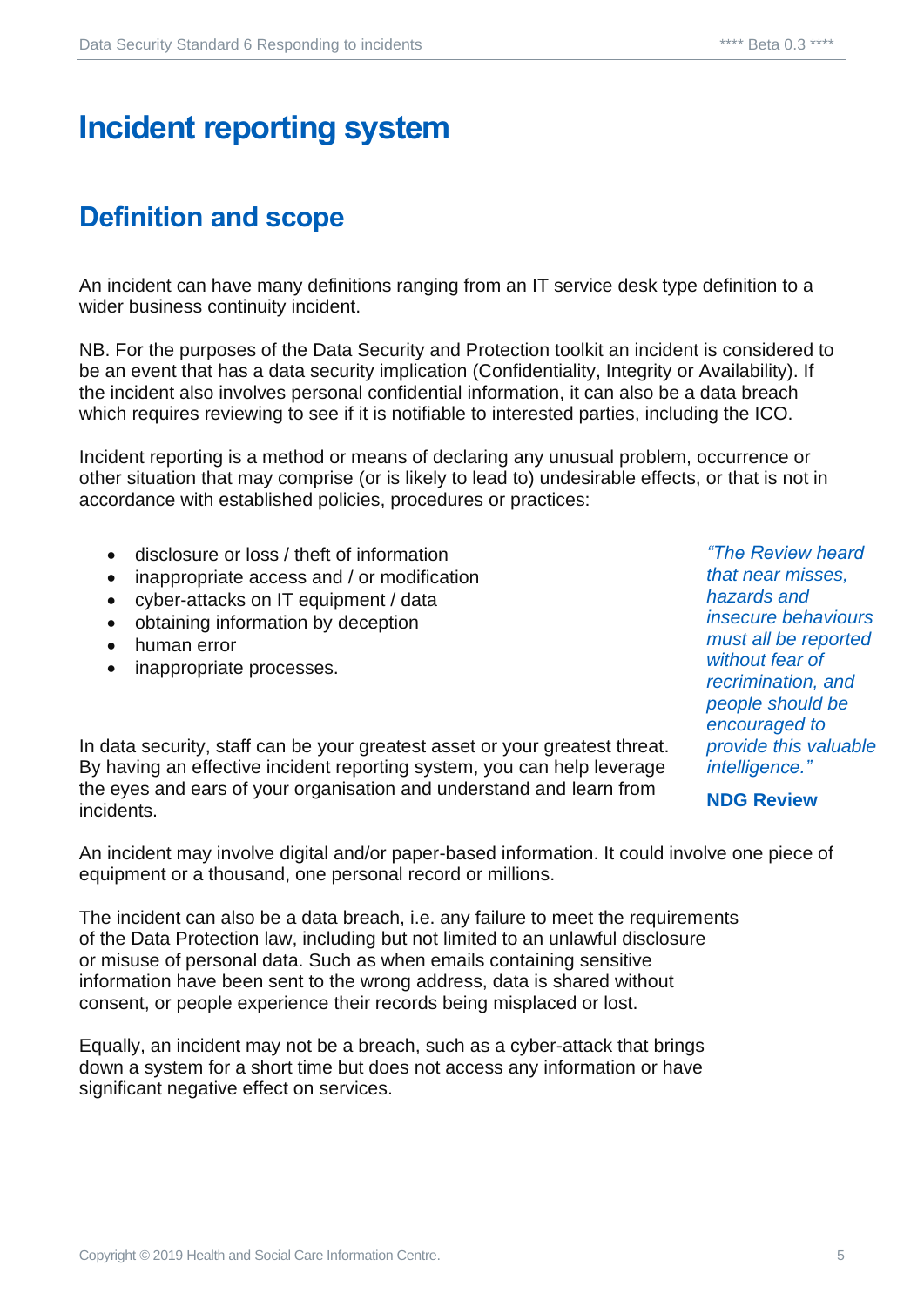# Incident reporting system

## Definition and scope

An incident can have many definitions ranging from an IT service desk type definition to a wider business continuity incident.

NB. For the purposes of the Data Security and Protection toolkit an incident is considered to be an event that has a data security implication (Confidentiality, Integrity or Availability). If the incident also involves personal confidential information, it can also be a data breach which requires reviewing to see if it is notifiable to interested parties, including the ICO.

Incident reporting is a method or means of declaring any unusual problem, occurrence or other situation that may comprise (or is likely to lead to) undesirable effects, or that is not in accordance with established policies, procedures or practices:

- disclosure or loss / theft of information
- inappropriate access and / or modification
- cyber-attacks on IT equipment / data
- obtaining information by deception
- human error
- inappropriate processes.

> *"The Review heard that near misses, hazards and insecure behaviours must all be reported without fear of recrimination, and people should be encouraged to provide this valuable intelligence."*
>
> **NDG Review**

In data security, staff can be your greatest asset or your greatest threat. By having an effective incident reporting system, you can help leverage the eyes and ears of your organisation and understand and learn from incidents.

An incident may involve digital and/or paper-based information. It could involve one piece of equipment or a thousand, one personal record or millions.

The incident can also be a data breach, i.e. any failure to meet the requirements of the Data Protection law, including but not limited to an unlawful disclosure or misuse of personal data. Such as when emails containing sensitive information have been sent to the wrong address, data is shared without consent, or people experience their records being misplaced or lost.

Equally, an incident may not be a breach, such as a cyber-attack that brings down a system for a short time but does not access any information or have significant negative effect on services.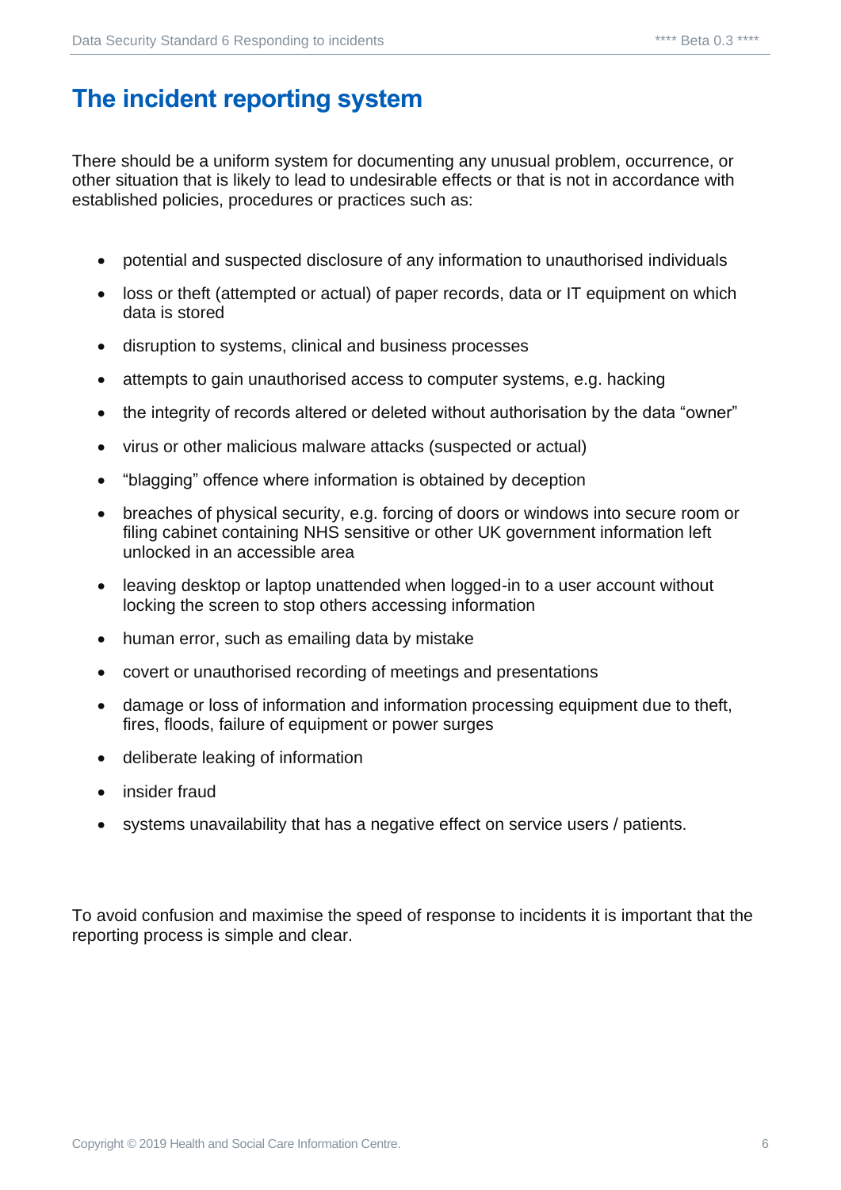## The incident reporting system

There should be a uniform system for documenting any unusual problem, occurrence, or other situation that is likely to lead to undesirable effects or that is not in accordance with established policies, procedures or practices such as:

- potential and suspected disclosure of any information to unauthorised individuals
- loss or theft (attempted or actual) of paper records, data or IT equipment on which data is stored
- disruption to systems, clinical and business processes
- attempts to gain unauthorised access to computer systems, e.g. hacking
- the integrity of records altered or deleted without authorisation by the data "owner"
- virus or other malicious malware attacks (suspected or actual)
- "blagging" offence where information is obtained by deception
- breaches of physical security, e.g. forcing of doors or windows into secure room or filing cabinet containing NHS sensitive or other UK government information left unlocked in an accessible area
- leaving desktop or laptop unattended when logged-in to a user account without locking the screen to stop others accessing information
- human error, such as emailing data by mistake
- covert or unauthorised recording of meetings and presentations
- damage or loss of information and information processing equipment due to theft, fires, floods, failure of equipment or power surges
- deliberate leaking of information
- insider fraud
- systems unavailability that has a negative effect on service users / patients.

To avoid confusion and maximise the speed of response to incidents it is important that the reporting process is simple and clear.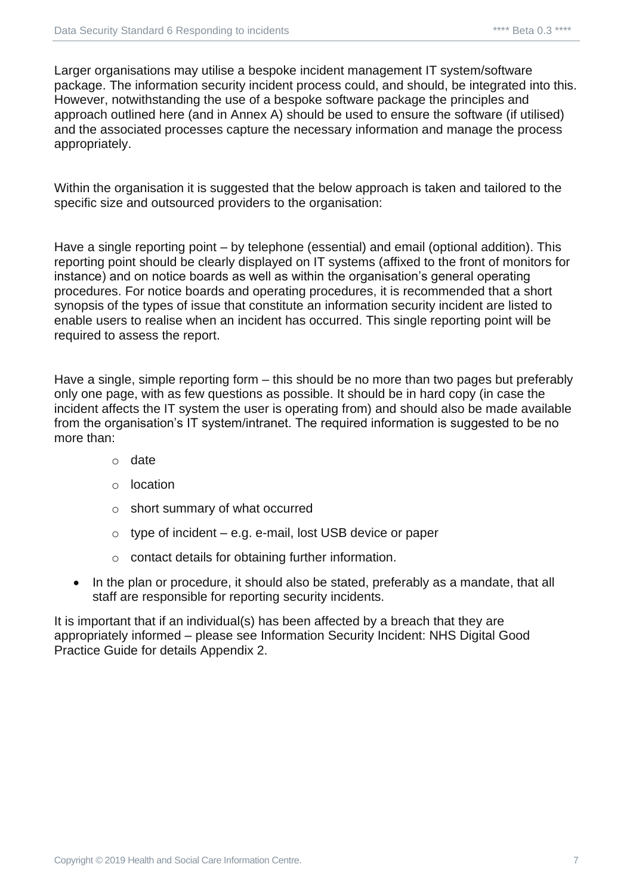Larger organisations may utilise a bespoke incident management IT system/software package. The information security incident process could, and should, be integrated into this. However, notwithstanding the use of a bespoke software package the principles and approach outlined here (and in Annex A) should be used to ensure the software (if utilised) and the associated processes capture the necessary information and manage the process appropriately.

Within the organisation it is suggested that the below approach is taken and tailored to the specific size and outsourced providers to the organisation:

Have a single reporting point – by telephone (essential) and email (optional addition). This reporting point should be clearly displayed on IT systems (affixed to the front of monitors for instance) and on notice boards as well as within the organisation's general operating procedures. For notice boards and operating procedures, it is recommended that a short synopsis of the types of issue that constitute an information security incident are listed to enable users to realise when an incident has occurred. This single reporting point will be required to assess the report.

Have a single, simple reporting form – this should be no more than two pages but preferably only one page, with as few questions as possible. It should be in hard copy (in case the incident affects the IT system the user is operating from) and should also be made available from the organisation's IT system/intranet. The required information is suggested to be no more than:

- date
- location
- short summary of what occurred
- type of incident – e.g. e-mail, lost USB device or paper
- contact details for obtaining further information.

- In the plan or procedure, it should also be stated, preferably as a mandate, that all staff are responsible for reporting security incidents.

It is important that if an individual(s) has been affected by a breach that they are appropriately informed – please see Information Security Incident: NHS Digital Good Practice Guide for details Appendix 2.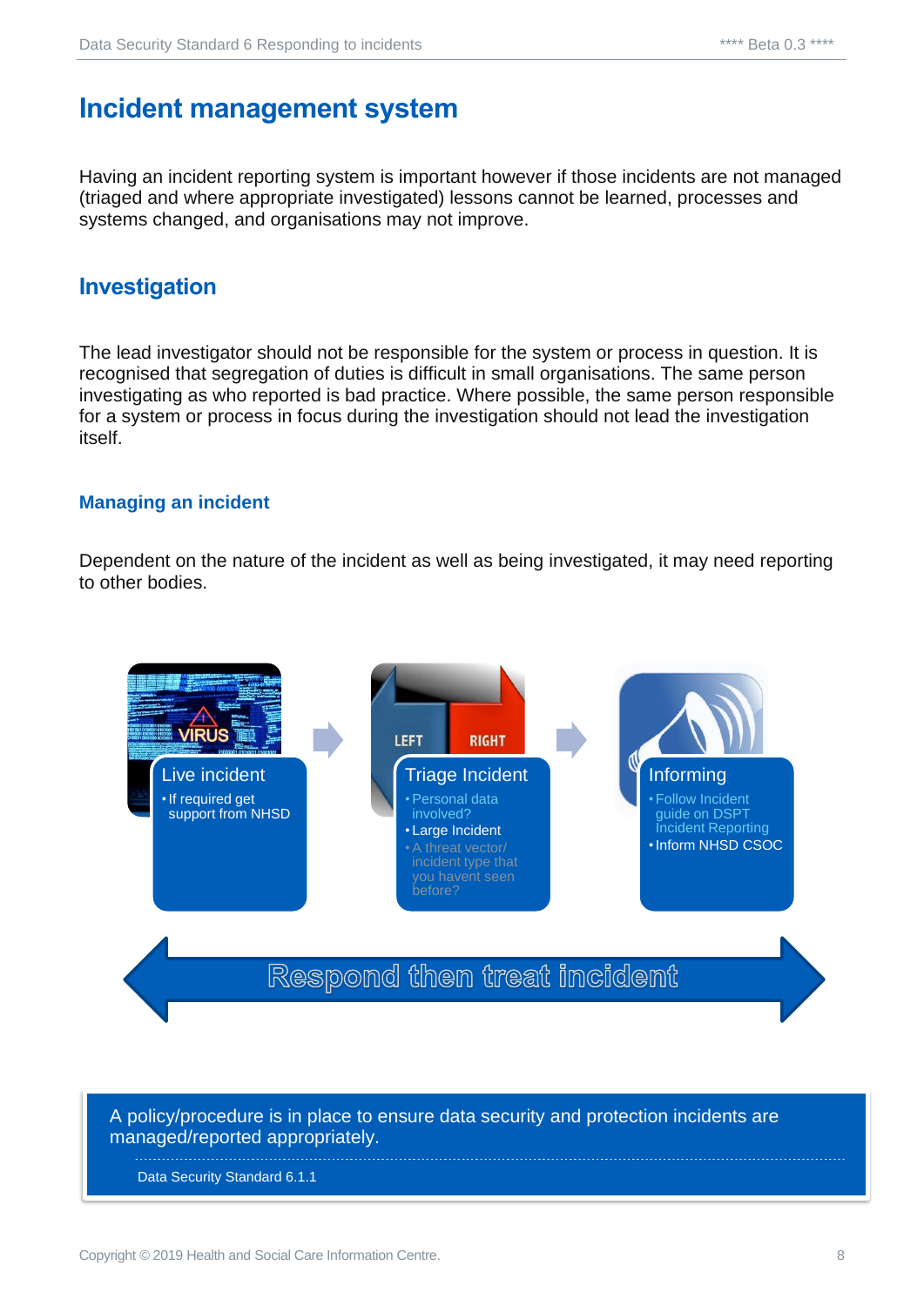# Incident management system

Having an incident reporting system is important however if those incidents are not managed (triaged and where appropriate investigated) lessons cannot be learned, processes and systems changed, and organisations may not improve.

## Investigation

The lead investigator should not be responsible for the system or process in question. It is recognised that segregation of duties is difficult in small organisations. The same person investigating as who reported is bad practice. Where possible, the same person responsible for a system or process in focus during the investigation should not lead the investigation itself.

### Managing an incident

Dependent on the nature of the incident as well as being investigated, it may need reporting to other bodies.

**Live incident**
- If required get support from NHSD

**Triage Incident**
- Personal data involved?
- Large Incident
- A threat vector/ incident type that you havent seen before?

**Informing**
- Follow Incident guide on DSPT Incident Reporting
- Inform NHSD CSOC

**Respond then treat incident**

A policy/procedure is in place to ensure data security and protection incidents are managed/reported appropriately.

Data Security Standard 6.1.1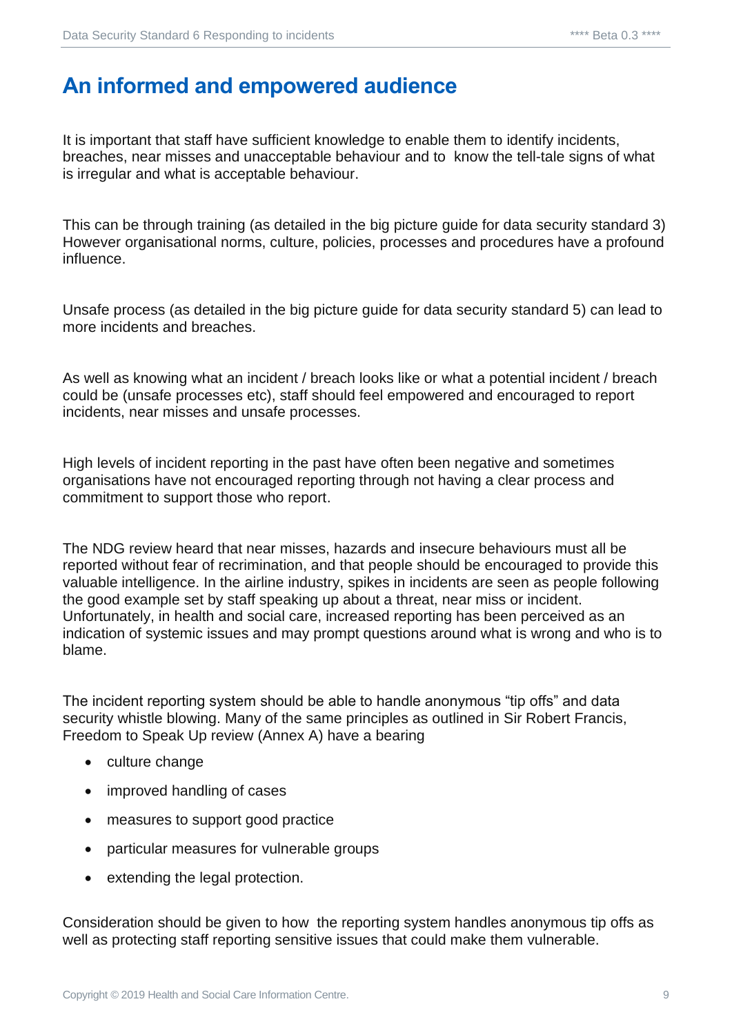# An informed and empowered audience

It is important that staff have sufficient knowledge to enable them to identify incidents, breaches, near misses and unacceptable behaviour and to know the tell-tale signs of what is irregular and what is acceptable behaviour.

This can be through training (as detailed in the big picture guide for data security standard 3) However organisational norms, culture, policies, processes and procedures have a profound influence.

Unsafe process (as detailed in the big picture guide for data security standard 5) can lead to more incidents and breaches.

As well as knowing what an incident / breach looks like or what a potential incident / breach could be (unsafe processes etc), staff should feel empowered and encouraged to report incidents, near misses and unsafe processes.

High levels of incident reporting in the past have often been negative and sometimes organisations have not encouraged reporting through not having a clear process and commitment to support those who report.

The NDG review heard that near misses, hazards and insecure behaviours must all be reported without fear of recrimination, and that people should be encouraged to provide this valuable intelligence. In the airline industry, spikes in incidents are seen as people following the good example set by staff speaking up about a threat, near miss or incident. Unfortunately, in health and social care, increased reporting has been perceived as an indication of systemic issues and may prompt questions around what is wrong and who is to blame.

The incident reporting system should be able to handle anonymous "tip offs" and data security whistle blowing. Many of the same principles as outlined in Sir Robert Francis, Freedom to Speak Up review (Annex A) have a bearing

- culture change
- improved handling of cases
- measures to support good practice
- particular measures for vulnerable groups
- extending the legal protection.

Consideration should be given to how the reporting system handles anonymous tip offs as well as protecting staff reporting sensitive issues that could make them vulnerable.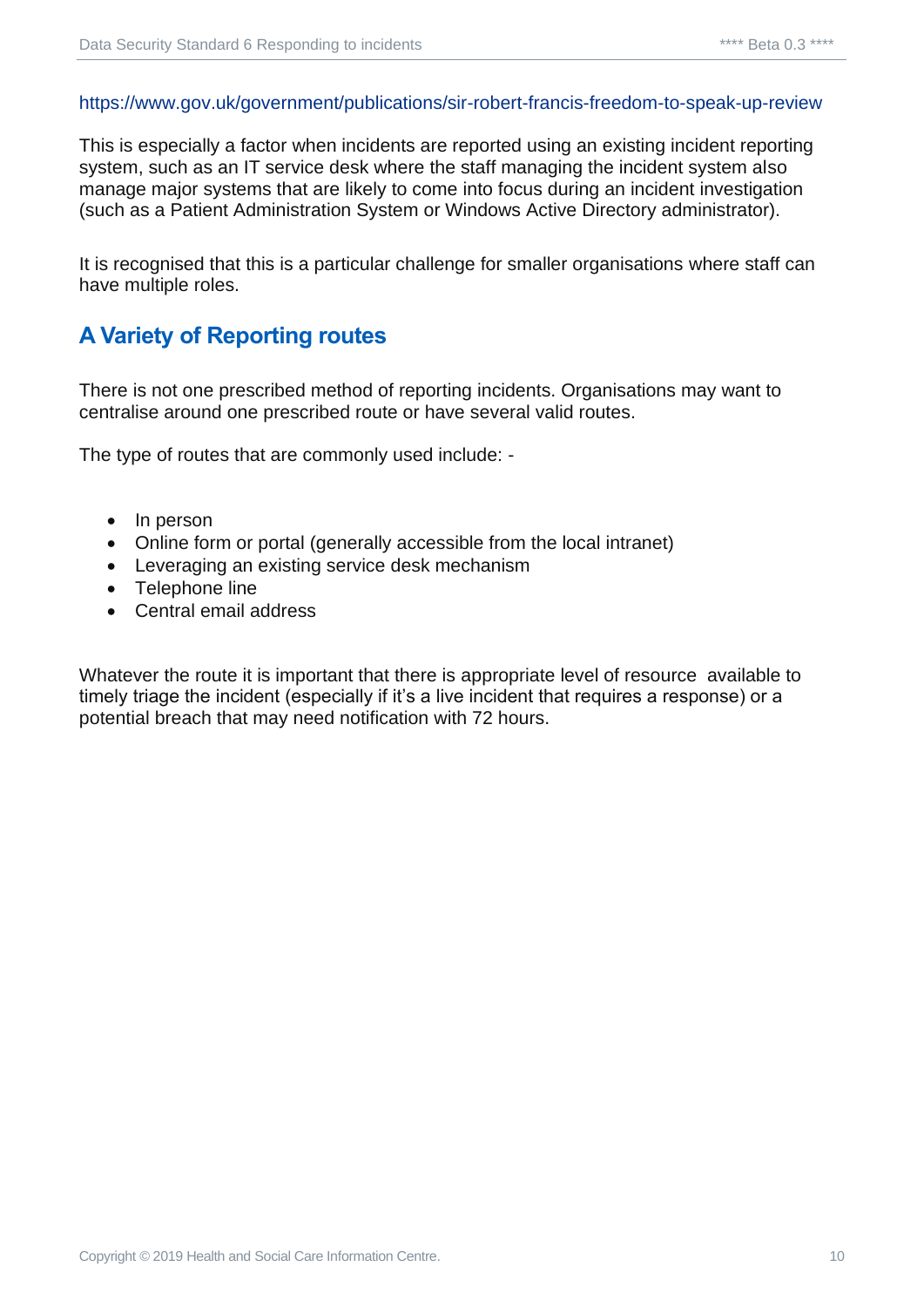https://www.gov.uk/government/publications/sir-robert-francis-freedom-to-speak-up-review

This is especially a factor when incidents are reported using an existing incident reporting system, such as an IT service desk where the staff managing the incident system also manage major systems that are likely to come into focus during an incident investigation (such as a Patient Administration System or Windows Active Directory administrator).

It is recognised that this is a particular challenge for smaller organisations where staff can have multiple roles.

## A Variety of Reporting routes

There is not one prescribed method of reporting incidents. Organisations may want to centralise around one prescribed route or have several valid routes.

The type of routes that are commonly used include: -

- In person
- Online form or portal (generally accessible from the local intranet)
- Leveraging an existing service desk mechanism
- Telephone line
- Central email address

Whatever the route it is important that there is appropriate level of resource available to timely triage the incident (especially if it's a live incident that requires a response) or a potential breach that may need notification with 72 hours.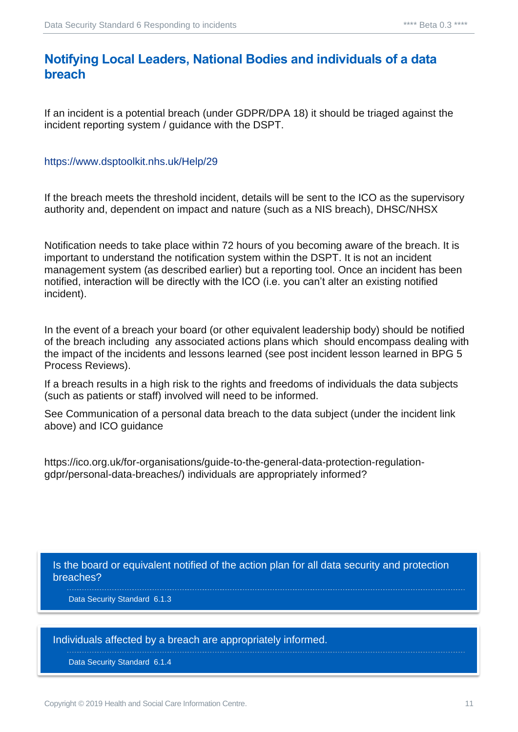## Notifying Local Leaders, National Bodies and individuals of a data breach

If an incident is a potential breach (under GDPR/DPA 18) it should be triaged against the incident reporting system / guidance with the DSPT.

https://www.dsptoolkit.nhs.uk/Help/29

If the breach meets the threshold incident, details will be sent to the ICO as the supervisory authority and, dependent on impact and nature (such as a NIS breach), DHSC/NHSX

Notification needs to take place within 72 hours of you becoming aware of the breach. It is important to understand the notification system within the DSPT. It is not an incident management system (as described earlier) but a reporting tool. Once an incident has been notified, interaction will be directly with the ICO (i.e. you can't alter an existing notified incident).

In the event of a breach your board (or other equivalent leadership body) should be notified of the breach including any associated actions plans which should encompass dealing with the impact of the incidents and lessons learned (see post incident lesson learned in BPG 5 Process Reviews).

If a breach results in a high risk to the rights and freedoms of individuals the data subjects (such as patients or staff) involved will need to be informed.

See Communication of a personal data breach to the data subject (under the incident link above) and ICO guidance

https://ico.org.uk/for-organisations/guide-to-the-general-data-protection-regulation-gdpr/personal-data-breaches/) individuals are appropriately informed?

> Is the board or equivalent notified of the action plan for all data security and protection breaches?
>
> Data Security Standard 6.1.3

> Individuals affected by a breach are appropriately informed.
>
> Data Security Standard 6.1.4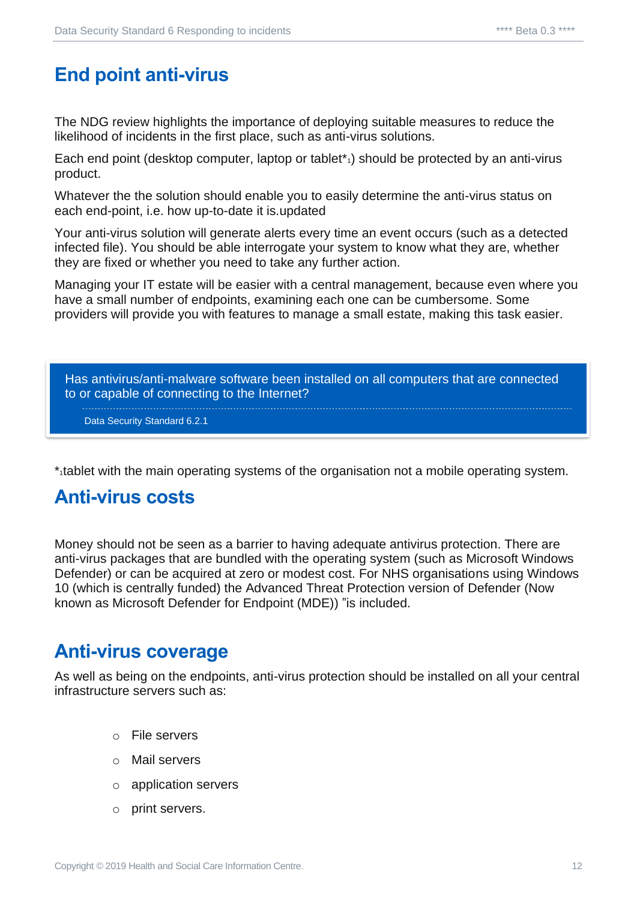## End point anti-virus

The NDG review highlights the importance of deploying suitable measures to reduce the likelihood of incidents in the first place, such as anti-virus solutions.

Each end point (desktop computer, laptop or tablet*[1]) should be protected by an anti-virus product.

Whatever the the solution should enable you to easily determine the anti-virus status on each end-point, i.e. how up-to-date it is.updated

Your anti-virus solution will generate alerts every time an event occurs (such as a detected infected file). You should be able interrogate your system to know what they are, whether they are fixed or whether you need to take any further action.

Managing your IT estate will be easier with a central management, because even where you have a small number of endpoints, examining each one can be cumbersome. Some providers will provide you with features to manage a small estate, making this task easier.

> Has antivirus/anti-malware software been installed on all computers that are connected to or capable of connecting to the Internet?
>
> Data Security Standard 6.2.1

*[1]tablet with the main operating systems of the organisation not a mobile operating system.

## Anti-virus costs

Money should not be seen as a barrier to having adequate antivirus protection. There are anti-virus packages that are bundled with the operating system (such as Microsoft Windows Defender) or can be acquired at zero or modest cost. For NHS organisations using Windows 10 (which is centrally funded) the Advanced Threat Protection version of Defender (Now known as Microsoft Defender for Endpoint (MDE)) "is included.

## Anti-virus coverage

As well as being on the endpoints, anti-virus protection should be installed on all your central infrastructure servers such as:

- File servers
- Mail servers
- application servers
- print servers.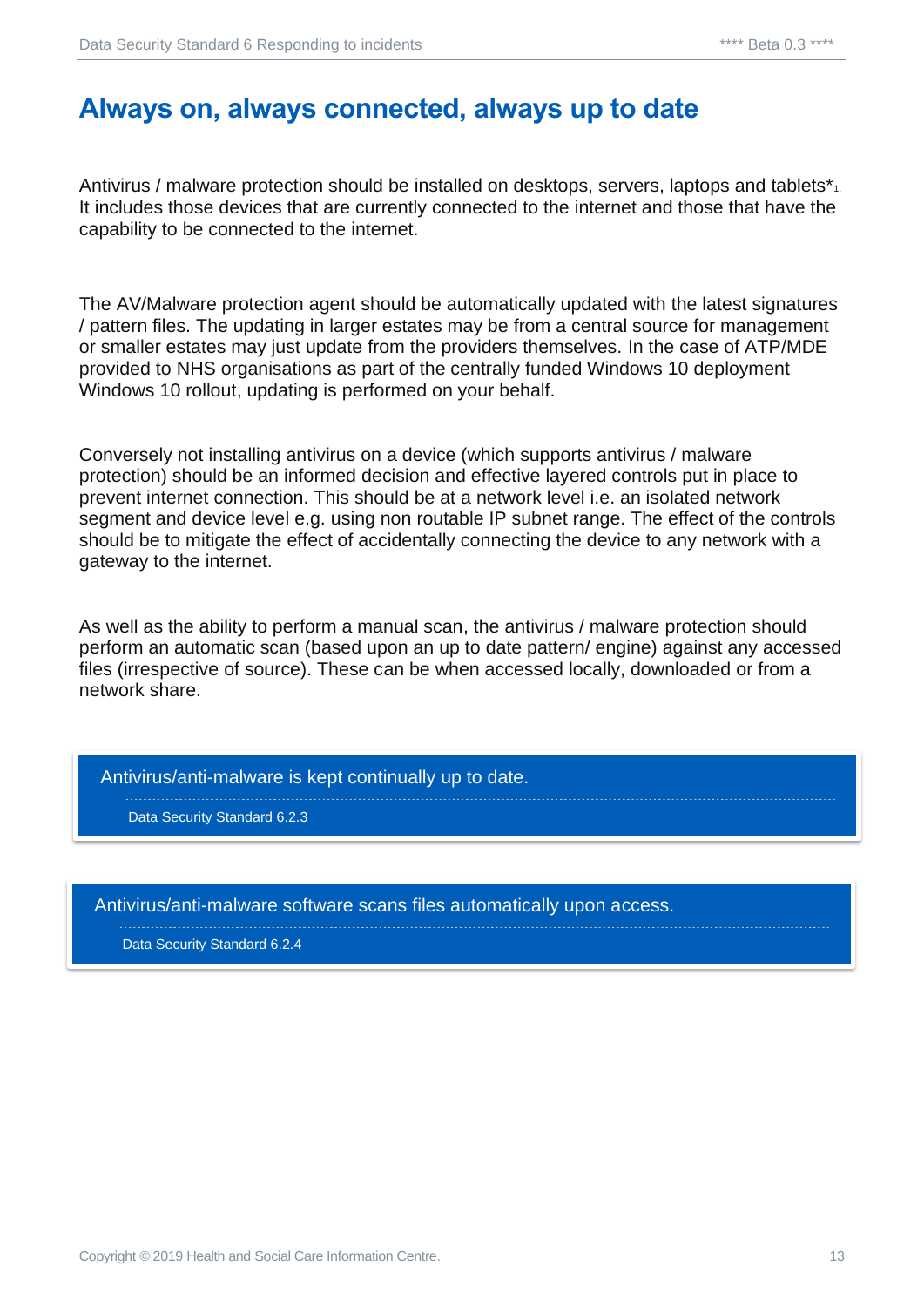# Always on, always connected, always up to date

Antivirus / malware protection should be installed on desktops, servers, laptops and tablets*1. It includes those devices that are currently connected to the internet and those that have the capability to be connected to the internet.

The AV/Malware protection agent should be automatically updated with the latest signatures / pattern files. The updating in larger estates may be from a central source for management or smaller estates may just update from the providers themselves. In the case of ATP/MDE provided to NHS organisations as part of the centrally funded Windows 10 deployment Windows 10 rollout, updating is performed on your behalf.

Conversely not installing antivirus on a device (which supports antivirus / malware protection) should be an informed decision and effective layered controls put in place to prevent internet connection. This should be at a network level i.e. an isolated network segment and device level e.g. using non routable IP subnet range. The effect of the controls should be to mitigate the effect of accidentally connecting the device to any network with a gateway to the internet.

As well as the ability to perform a manual scan, the antivirus / malware protection should perform an automatic scan (based upon an up to date pattern/ engine) against any accessed files (irrespective of source). These can be when accessed locally, downloaded or from a network share.

> Antivirus/anti-malware is kept continually up to date.
>
> Data Security Standard 6.2.3

> Antivirus/anti-malware software scans files automatically upon access.
>
> Data Security Standard 6.2.4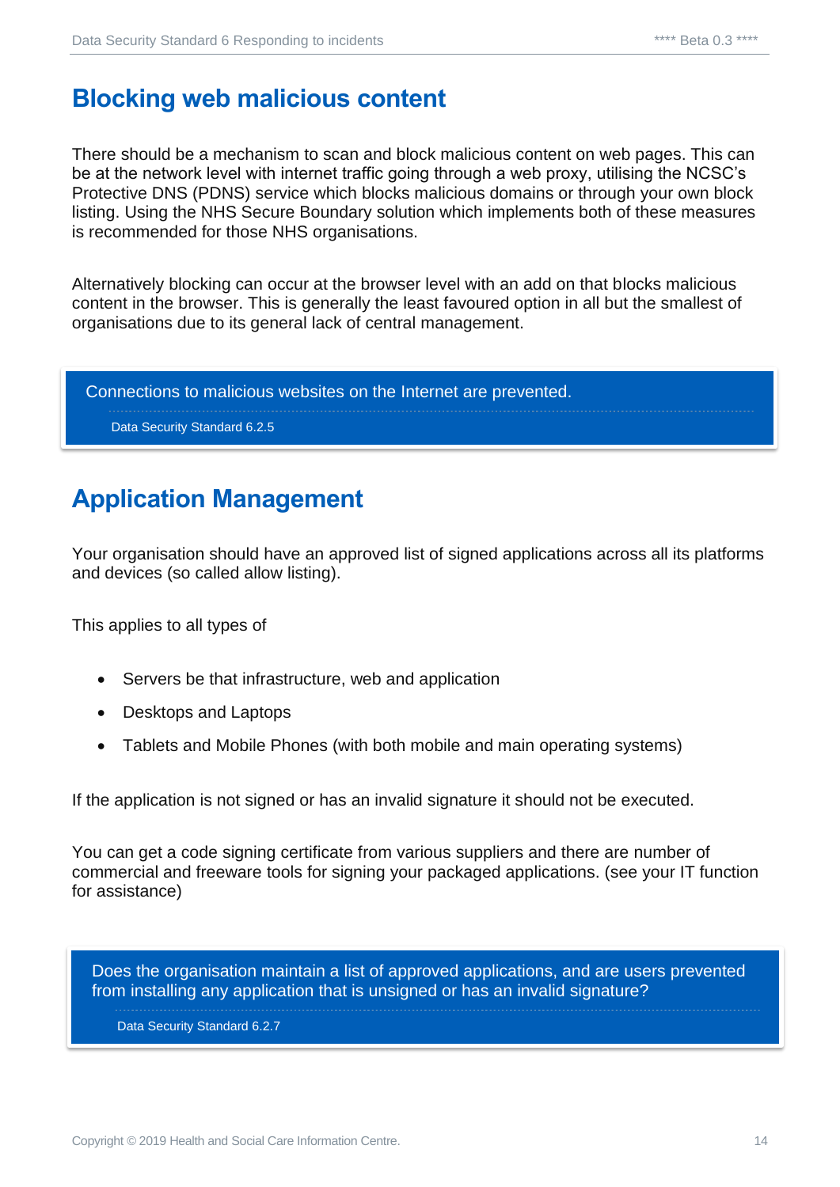## Blocking web malicious content

There should be a mechanism to scan and block malicious content on web pages. This can be at the network level with internet traffic going through a web proxy, utilising the NCSC's Protective DNS (PDNS) service which blocks malicious domains or through your own block listing. Using the NHS Secure Boundary solution which implements both of these measures is recommended for those NHS organisations.

Alternatively blocking can occur at the browser level with an add on that blocks malicious content in the browser. This is generally the least favoured option in all but the smallest of organisations due to its general lack of central management.

> Connections to malicious websites on the Internet are prevented.
>
> Data Security Standard 6.2.5

## Application Management

Your organisation should have an approved list of signed applications across all its platforms and devices (so called allow listing).

This applies to all types of

- Servers be that infrastructure, web and application
- Desktops and Laptops
- Tablets and Mobile Phones (with both mobile and main operating systems)

If the application is not signed or has an invalid signature it should not be executed.

You can get a code signing certificate from various suppliers and there are number of commercial and freeware tools for signing your packaged applications. (see your IT function for assistance)

> Does the organisation maintain a list of approved applications, and are users prevented from installing any application that is unsigned or has an invalid signature?
>
> Data Security Standard 6.2.7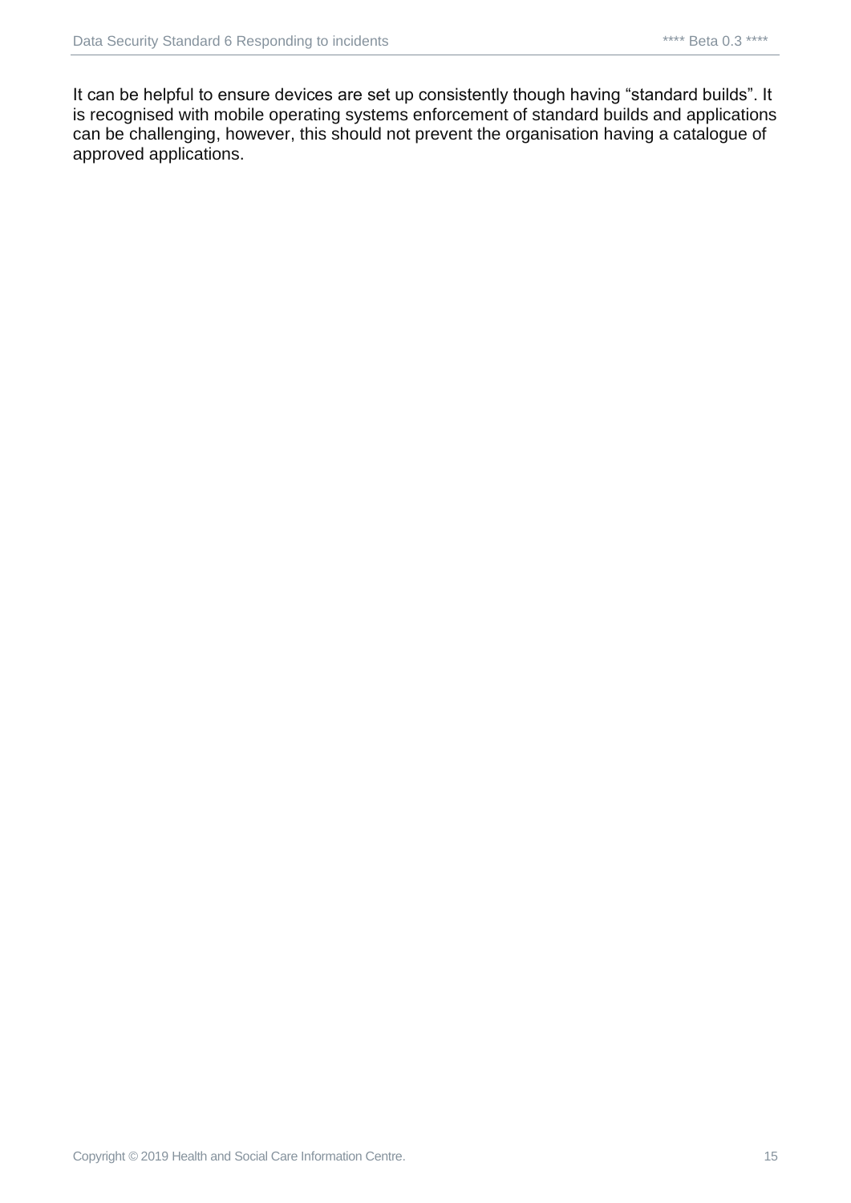It can be helpful to ensure devices are set up consistently though having “standard builds”. It is recognised with mobile operating systems enforcement of standard builds and applications can be challenging, however, this should not prevent the organisation having a catalogue of approved applications.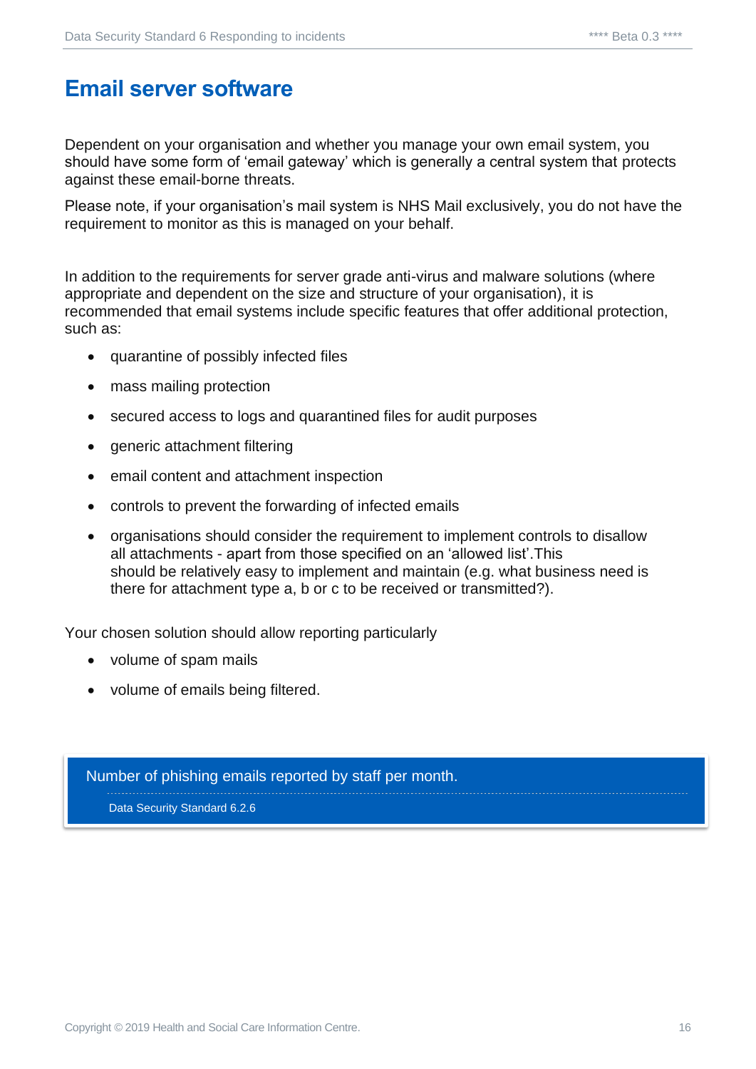# Email server software

Dependent on your organisation and whether you manage your own email system, you should have some form of 'email gateway' which is generally a central system that protects against these email-borne threats.

Please note, if your organisation's mail system is NHS Mail exclusively, you do not have the requirement to monitor as this is managed on your behalf.

In addition to the requirements for server grade anti-virus and malware solutions (where appropriate and dependent on the size and structure of your organisation), it is recommended that email systems include specific features that offer additional protection, such as:

- quarantine of possibly infected files
- mass mailing protection
- secured access to logs and quarantined files for audit purposes
- generic attachment filtering
- email content and attachment inspection
- controls to prevent the forwarding of infected emails
- organisations should consider the requirement to implement controls to disallow all attachments - apart from those specified on an 'allowed list'.This should be relatively easy to implement and maintain (e.g. what business need is there for attachment type a, b or c to be received or transmitted?).

Your chosen solution should allow reporting particularly

- volume of spam mails
- volume of emails being filtered.

> Number of phishing emails reported by staff per month.
>
> Data Security Standard 6.2.6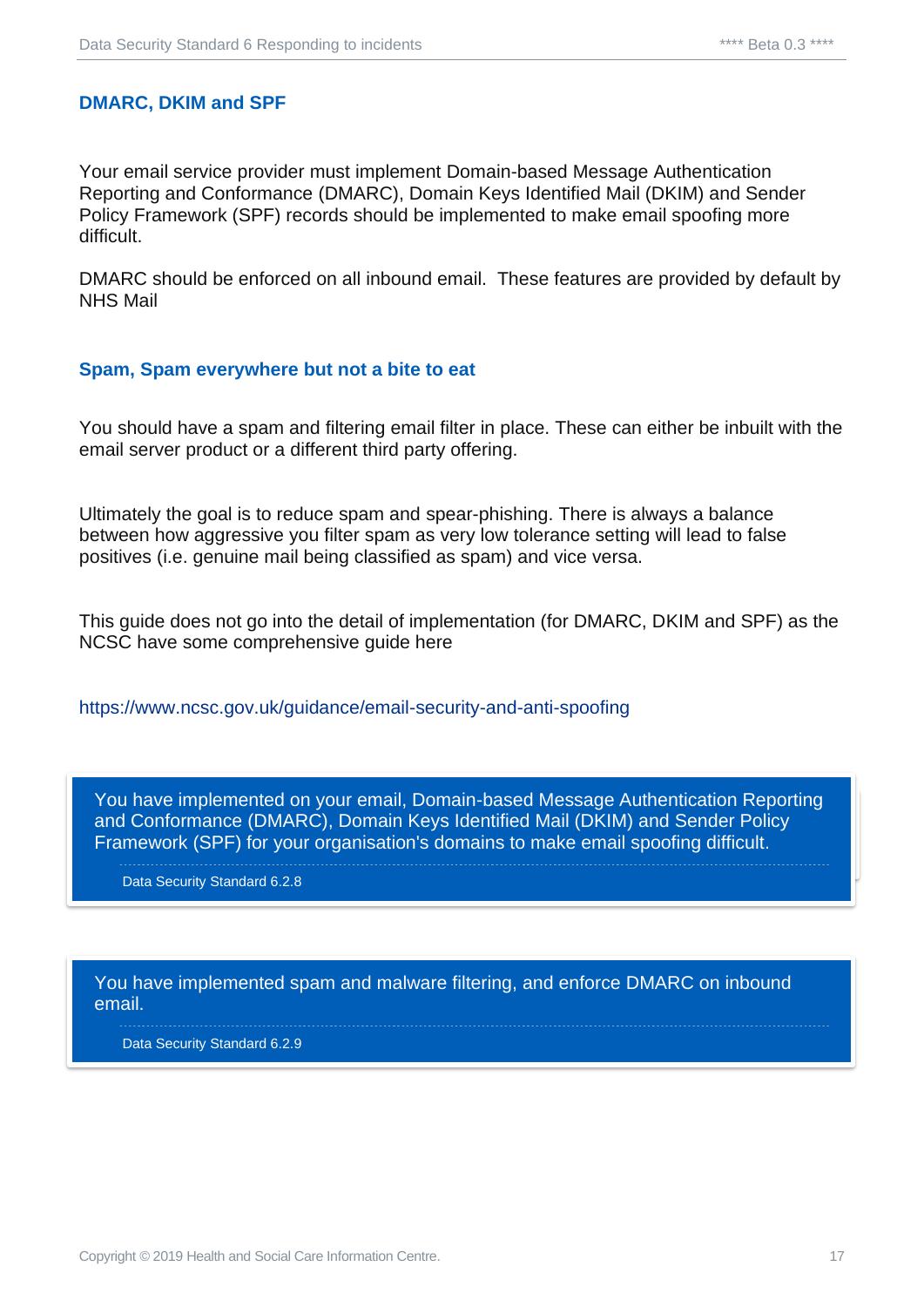## DMARC, DKIM and SPF

Your email service provider must implement Domain-based Message Authentication Reporting and Conformance (DMARC), Domain Keys Identified Mail (DKIM) and Sender Policy Framework (SPF) records should be implemented to make email spoofing more difficult.

DMARC should be enforced on all inbound email. These features are provided by default by NHS Mail

## Spam, Spam everywhere but not a bite to eat

You should have a spam and filtering email filter in place. These can either be inbuilt with the email server product or a different third party offering.

Ultimately the goal is to reduce spam and spear-phishing. There is always a balance between how aggressive you filter spam as very low tolerance setting will lead to false positives (i.e. genuine mail being classified as spam) and vice versa.

This guide does not go into the detail of implementation (for DMARC, DKIM and SPF) as the NCSC have some comprehensive guide here

https://www.ncsc.gov.uk/guidance/email-security-and-anti-spoofing

> You have implemented on your email, Domain-based Message Authentication Reporting and Conformance (DMARC), Domain Keys Identified Mail (DKIM) and Sender Policy Framework (SPF) for your organisation's domains to make email spoofing difficult.
>
> Data Security Standard 6.2.8

> You have implemented spam and malware filtering, and enforce DMARC on inbound email.
>
> Data Security Standard 6.2.9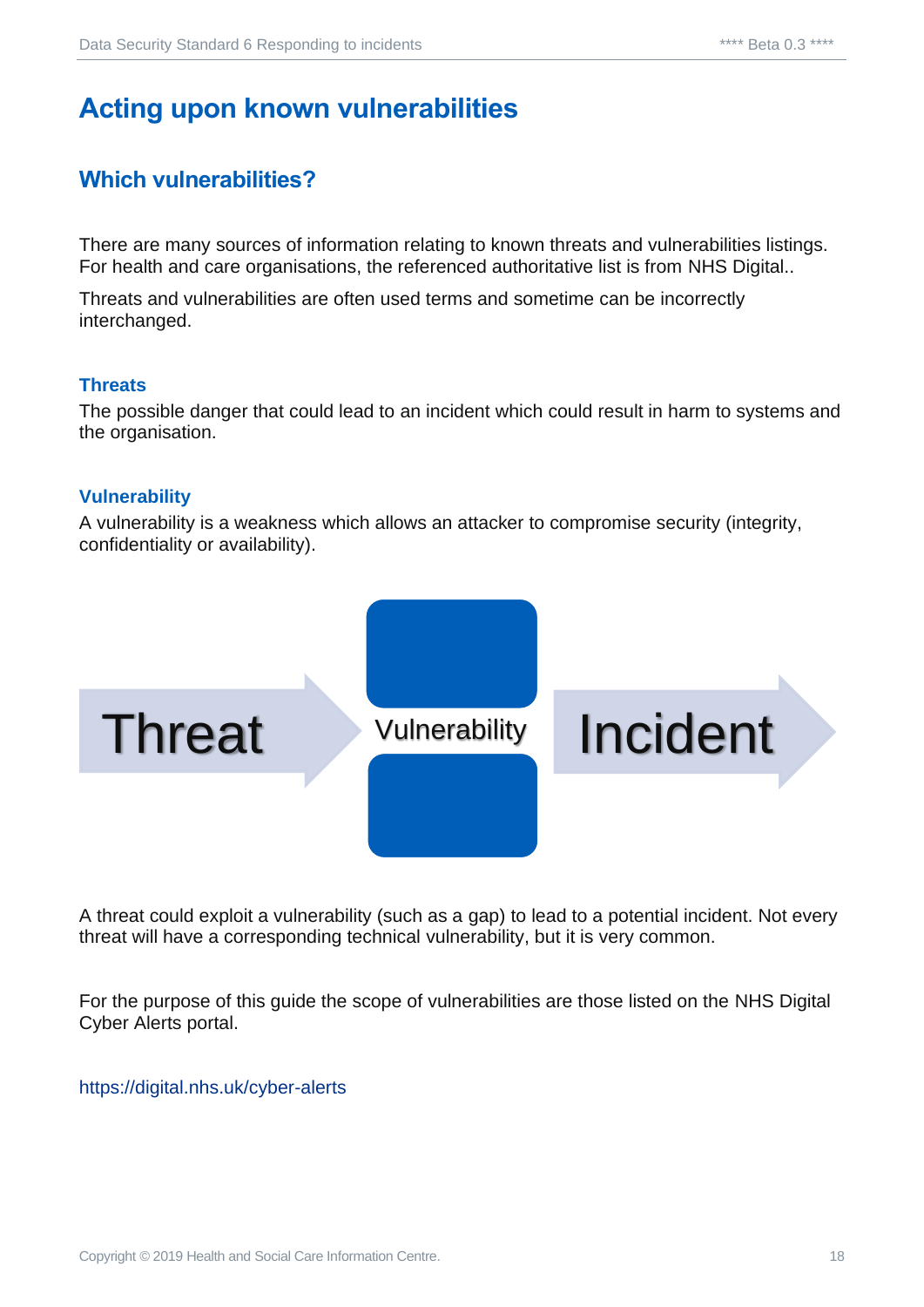# Acting upon known vulnerabilities

## Which vulnerabilities?

There are many sources of information relating to known threats and vulnerabilities listings. For health and care organisations, the referenced authoritative list is from NHS Digital..

Threats and vulnerabilities are often used terms and sometime can be incorrectly interchanged.

### Threats

The possible danger that could lead to an incident which could result in harm to systems and the organisation.

### Vulnerability

A vulnerability is a weakness which allows an attacker to compromise security (integrity, confidentiality or availability).

Threat → Vulnerability → Incident

A threat could exploit a vulnerability (such as a gap) to lead to a potential incident. Not every threat will have a corresponding technical vulnerability, but it is very common.

For the purpose of this guide the scope of vulnerabilities are those listed on the NHS Digital Cyber Alerts portal.

https://digital.nhs.uk/cyber-alerts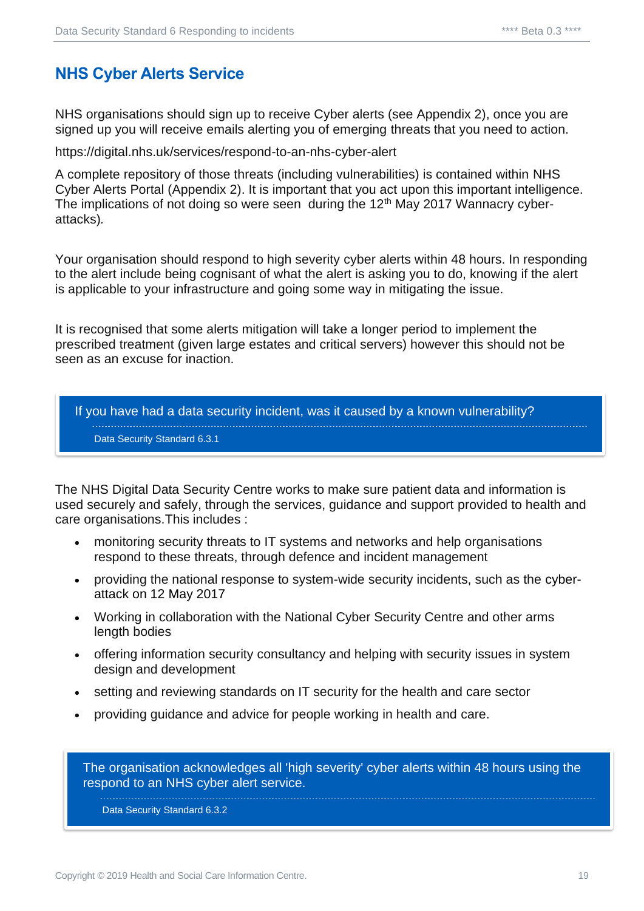## NHS Cyber Alerts Service

NHS organisations should sign up to receive Cyber alerts (see Appendix 2), once you are signed up you will receive emails alerting you of emerging threats that you need to action.

https://digital.nhs.uk/services/respond-to-an-nhs-cyber-alert

A complete repository of those threats (including vulnerabilities) is contained within NHS Cyber Alerts Portal (Appendix 2). It is important that you act upon this important intelligence. The implications of not doing so were seen during the 12th May 2017 Wannacry cyber-attacks).

Your organisation should respond to high severity cyber alerts within 48 hours. In responding to the alert include being cognisant of what the alert is asking you to do, knowing if the alert is applicable to your infrastructure and going some way in mitigating the issue.

It is recognised that some alerts mitigation will take a longer period to implement the prescribed treatment (given large estates and critical servers) however this should not be seen as an excuse for inaction.

> If you have had a data security incident, was it caused by a known vulnerability?
>
> Data Security Standard 6.3.1

The NHS Digital Data Security Centre works to make sure patient data and information is used securely and safely, through the services, guidance and support provided to health and care organisations.This includes :

- monitoring security threats to IT systems and networks and help organisations respond to these threats, through defence and incident management
- providing the national response to system-wide security incidents, such as the cyber-attack on 12 May 2017
- Working in collaboration with the National Cyber Security Centre and other arms length bodies
- offering information security consultancy and helping with security issues in system design and development
- setting and reviewing standards on IT security for the health and care sector
- providing guidance and advice for people working in health and care.

> The organisation acknowledges all 'high severity' cyber alerts within 48 hours using the respond to an NHS cyber alert service.
>
> Data Security Standard 6.3.2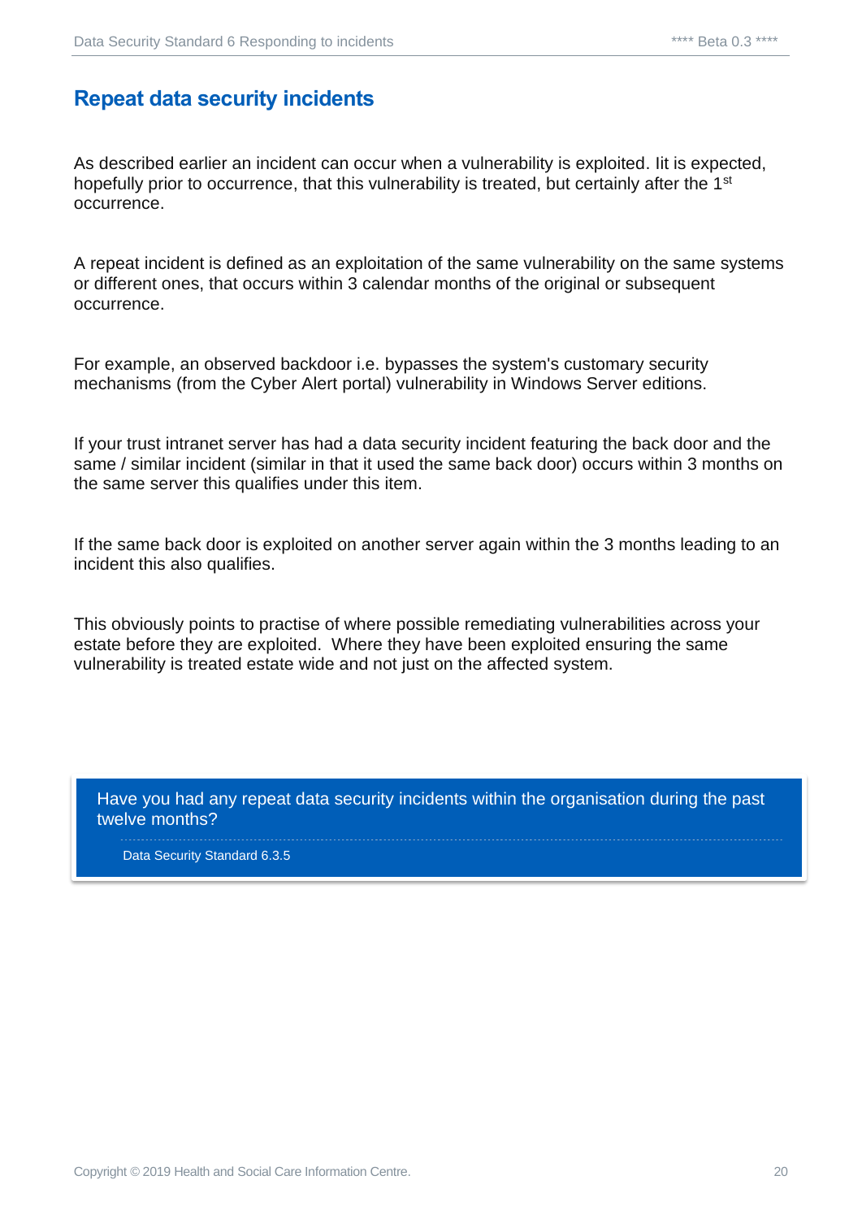## Repeat data security incidents

As described earlier an incident can occur when a vulnerability is exploited. Iit is expected, hopefully prior to occurrence, that this vulnerability is treated, but certainly after the 1st occurrence.

A repeat incident is defined as an exploitation of the same vulnerability on the same systems or different ones, that occurs within 3 calendar months of the original or subsequent occurrence.

For example, an observed backdoor i.e. bypasses the system's customary security mechanisms (from the Cyber Alert portal) vulnerability in Windows Server editions.

If your trust intranet server has had a data security incident featuring the back door and the same / similar incident (similar in that it used the same back door) occurs within 3 months on the same server this qualifies under this item.

If the same back door is exploited on another server again within the 3 months leading to an incident this also qualifies.

This obviously points to practise of where possible remediating vulnerabilities across your estate before they are exploited. Where they have been exploited ensuring the same vulnerability is treated estate wide and not just on the affected system.

> Have you had any repeat data security incidents within the organisation during the past twelve months?
>
> Data Security Standard 6.3.5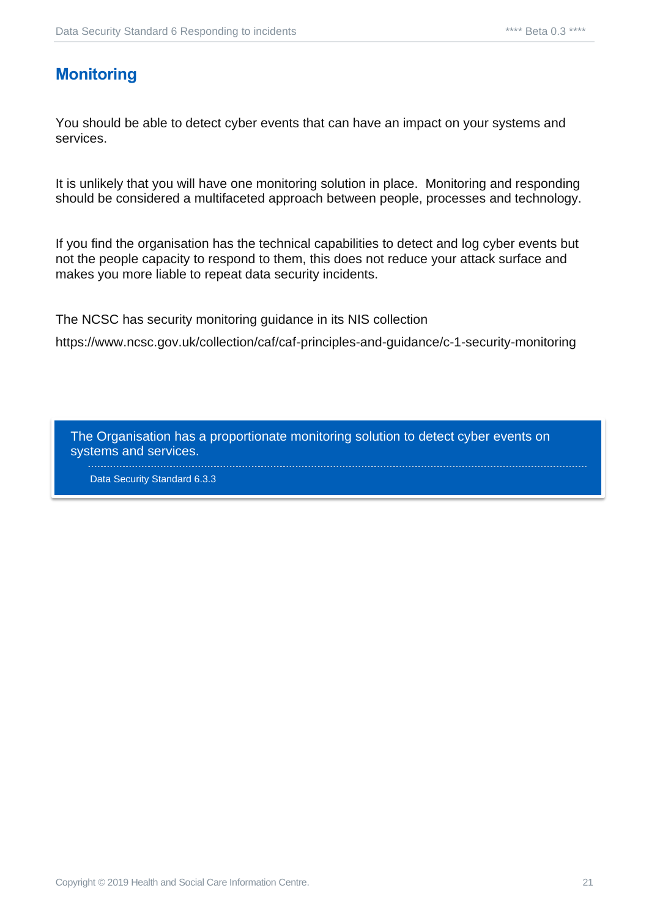## Monitoring

You should be able to detect cyber events that can have an impact on your systems and services.

It is unlikely that you will have one monitoring solution in place. Monitoring and responding should be considered a multifaceted approach between people, processes and technology.

If you find the organisation has the technical capabilities to detect and log cyber events but not the people capacity to respond to them, this does not reduce your attack surface and makes you more liable to repeat data security incidents.

The NCSC has security monitoring guidance in its NIS collection

https://www.ncsc.gov.uk/collection/caf/caf-principles-and-guidance/c-1-security-monitoring

> The Organisation has a proportionate monitoring solution to detect cyber events on systems and services.
>
> Data Security Standard 6.3.3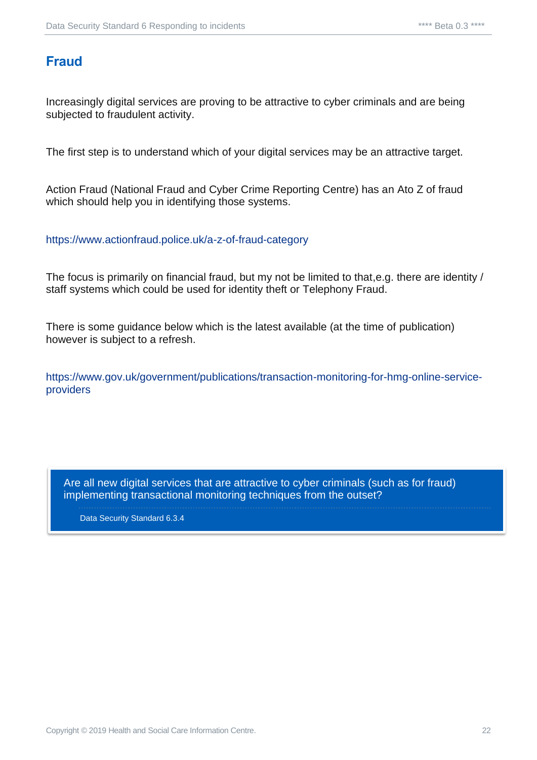## Fraud

Increasingly digital services are proving to be attractive to cyber criminals and are being subjected to fraudulent activity.

The first step is to understand which of your digital services may be an attractive target.

Action Fraud (National Fraud and Cyber Crime Reporting Centre) has an Ato Z of fraud which should help you in identifying those systems.

https://www.actionfraud.police.uk/a-z-of-fraud-category

The focus is primarily on financial fraud, but my not be limited to that,e.g. there are identity / staff systems which could be used for identity theft or Telephony Fraud.

There is some guidance below which is the latest available (at the time of publication) however is subject to a refresh.

https://www.gov.uk/government/publications/transaction-monitoring-for-hmg-online-service-providers

> Are all new digital services that are attractive to cyber criminals (such as for fraud) implementing transactional monitoring techniques from the outset?
>
> Data Security Standard 6.3.4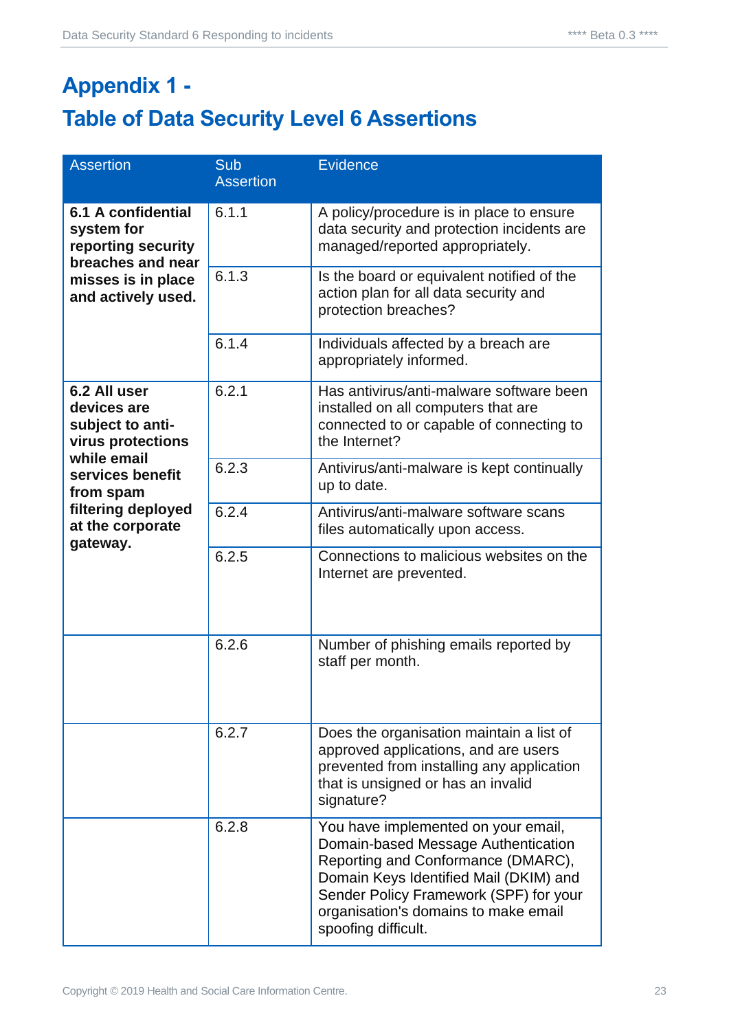# Appendix 1 -
# Table of Data Security Level 6 Assertions

| Assertion | Sub Assertion | Evidence |
|---|---|---|
| **6.1 A confidential system for reporting security breaches and near misses is in place and actively used.** | 6.1.1 | A policy/procedure is in place to ensure data security and protection incidents are managed/reported appropriately. |
| | 6.1.3 | Is the board or equivalent notified of the action plan for all data security and protection breaches? |
| | 6.1.4 | Individuals affected by a breach are appropriately informed. |
| **6.2 All user devices are subject to anti-virus protections while email services benefit from spam filtering deployed at the corporate gateway.** | 6.2.1 | Has antivirus/anti-malware software been installed on all computers that are connected to or capable of connecting to the Internet? |
| | 6.2.3 | Antivirus/anti-malware is kept continually up to date. |
| | 6.2.4 | Antivirus/anti-malware software scans files automatically upon access. |
| | 6.2.5 | Connections to malicious websites on the Internet are prevented. |
| | 6.2.6 | Number of phishing emails reported by staff per month. |
| | 6.2.7 | Does the organisation maintain a list of approved applications, and are users prevented from installing any application that is unsigned or has an invalid signature? |
| | 6.2.8 | You have implemented on your email, Domain-based Message Authentication Reporting and Conformance (DMARC), Domain Keys Identified Mail (DKIM) and Sender Policy Framework (SPF) for your organisation's domains to make email spoofing difficult. |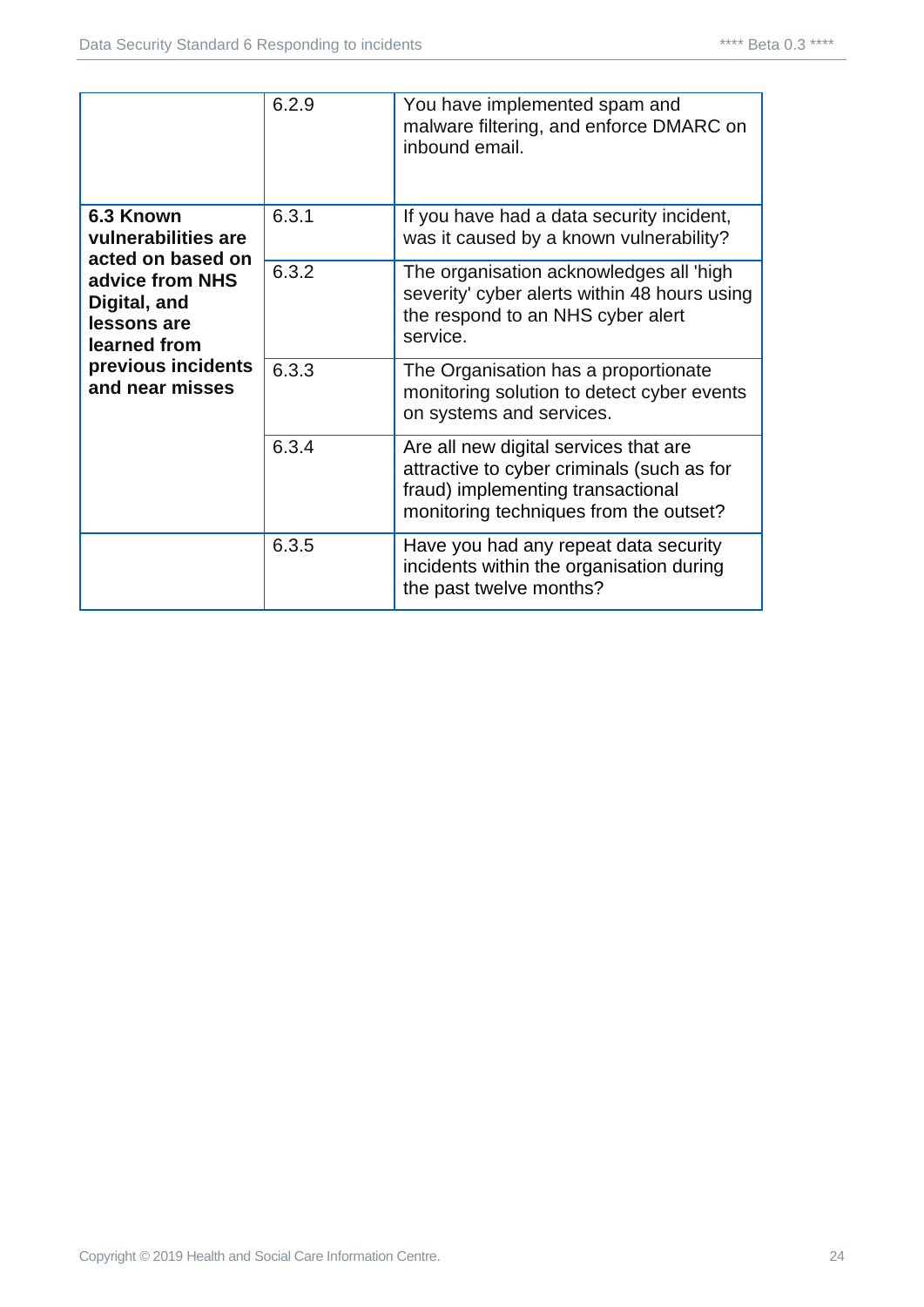| | | |
|---|---|---|
| | 6.2.9 | You have implemented spam and malware filtering, and enforce DMARC on inbound email. |
| **6.3 Known vulnerabilities are acted on based on advice from NHS Digital, and lessons are learned from previous incidents and near misses** | 6.3.1 | If you have had a data security incident, was it caused by a known vulnerability? |
| | 6.3.2 | The organisation acknowledges all 'high severity' cyber alerts within 48 hours using the respond to an NHS cyber alert service. |
| | 6.3.3 | The Organisation has a proportionate monitoring solution to detect cyber events on systems and services. |
| | 6.3.4 | Are all new digital services that are attractive to cyber criminals (such as for fraud) implementing transactional monitoring techniques from the outset? |
| | 6.3.5 | Have you had any repeat data security incidents within the organisation during the past twelve months? |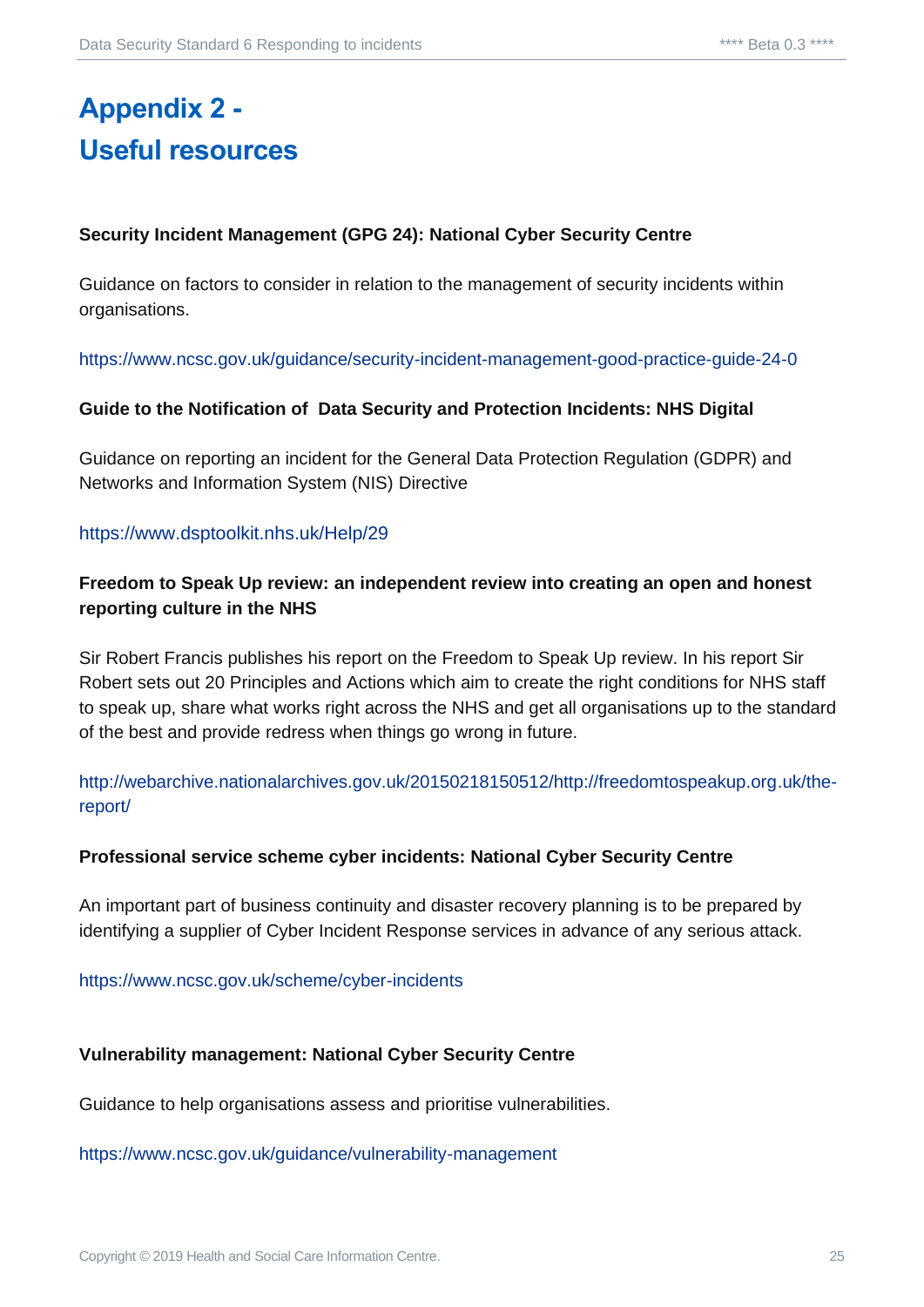# Appendix 2 - Useful resources

**Security Incident Management (GPG 24): National Cyber Security Centre**

Guidance on factors to consider in relation to the management of security incidents within organisations.

https://www.ncsc.gov.uk/guidance/security-incident-management-good-practice-guide-24-0

**Guide to the Notification of  Data Security and Protection Incidents: NHS Digital**

Guidance on reporting an incident for the General Data Protection Regulation (GDPR) and Networks and Information System (NIS) Directive

https://www.dsptoolkit.nhs.uk/Help/29

**Freedom to Speak Up review: an independent review into creating an open and honest reporting culture in the NHS**

Sir Robert Francis publishes his report on the Freedom to Speak Up review. In his report Sir Robert sets out 20 Principles and Actions which aim to create the right conditions for NHS staff to speak up, share what works right across the NHS and get all organisations up to the standard of the best and provide redress when things go wrong in future.

http://webarchive.nationalarchives.gov.uk/20150218150512/http://freedomtospeakup.org.uk/the-report/

**Professional service scheme cyber incidents: National Cyber Security Centre**

An important part of business continuity and disaster recovery planning is to be prepared by identifying a supplier of Cyber Incident Response services in advance of any serious attack.

https://www.ncsc.gov.uk/scheme/cyber-incidents

**Vulnerability management: National Cyber Security Centre**

Guidance to help organisations assess and prioritise vulnerabilities.

https://www.ncsc.gov.uk/guidance/vulnerability-management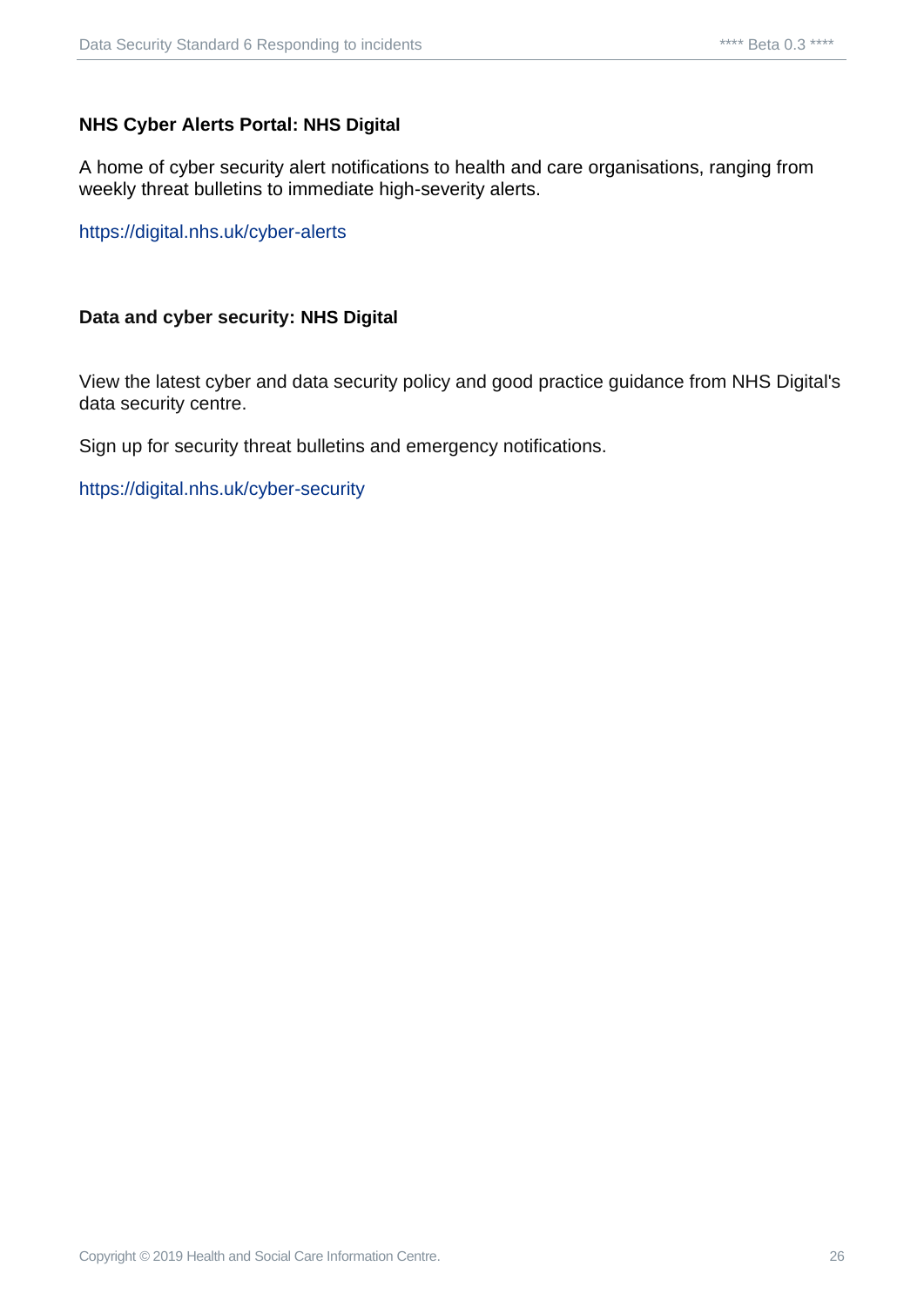**NHS Cyber Alerts Portal: NHS Digital**

A home of cyber security alert notifications to health and care organisations, ranging from weekly threat bulletins to immediate high-severity alerts.

https://digital.nhs.uk/cyber-alerts

**Data and cyber security: NHS Digital**

View the latest cyber and data security policy and good practice guidance from NHS Digital's data security centre.

Sign up for security threat bulletins and emergency notifications.

https://digital.nhs.uk/cyber-security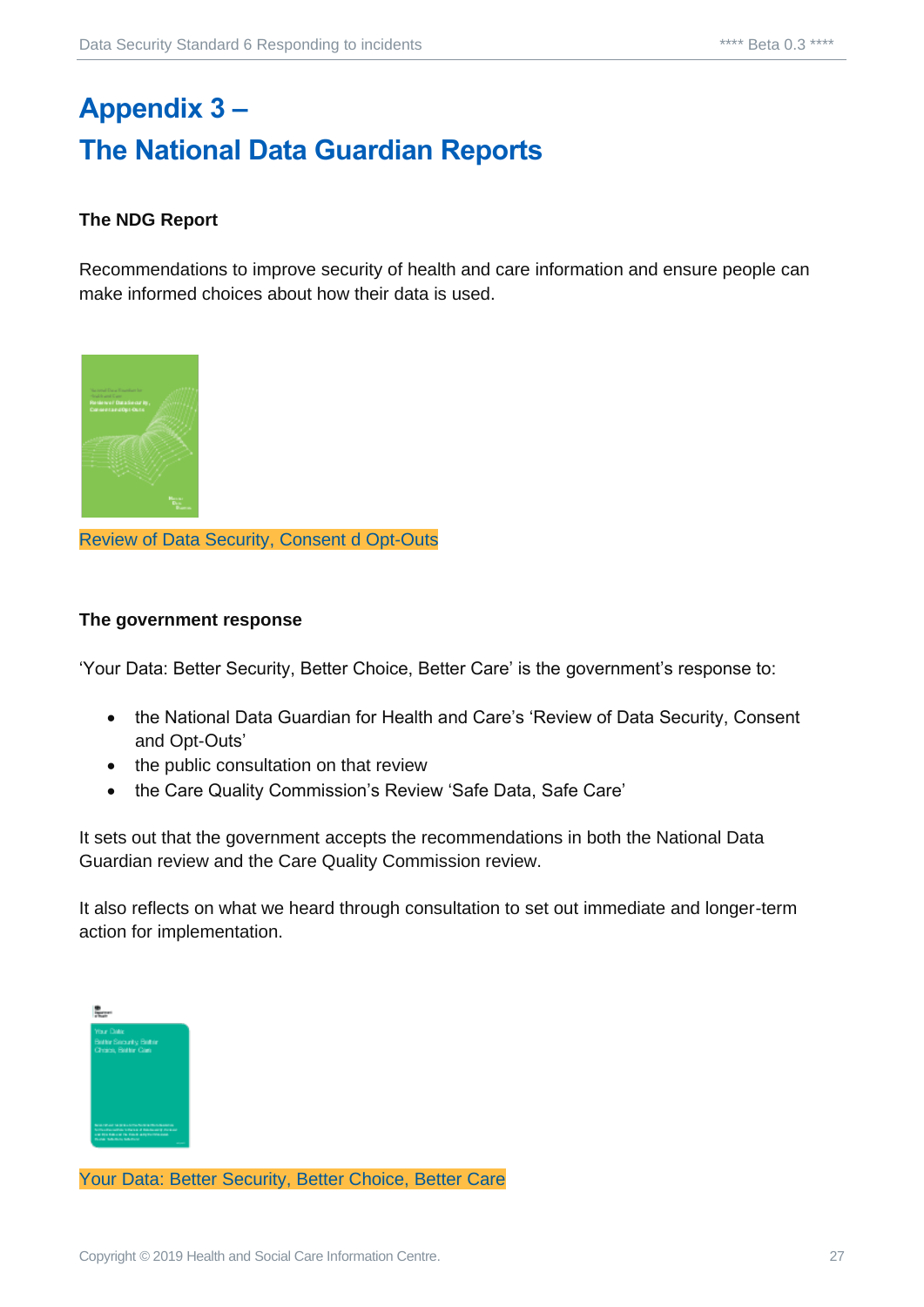# Appendix 3 – The National Data Guardian Reports

**The NDG Report**

Recommendations to improve security of health and care information and ensure people can make informed choices about how their data is used.

Review of Data Security, Consent d Opt-Outs

**The government response**

'Your Data: Better Security, Better Choice, Better Care' is the government's response to:

- the National Data Guardian for Health and Care's 'Review of Data Security, Consent and Opt-Outs'
- the public consultation on that review
- the Care Quality Commission's Review 'Safe Data, Safe Care'

It sets out that the government accepts the recommendations in both the National Data Guardian review and the Care Quality Commission review.

It also reflects on what we heard through consultation to set out immediate and longer-term action for implementation.

Your Data: Better Security, Better Choice, Better Care